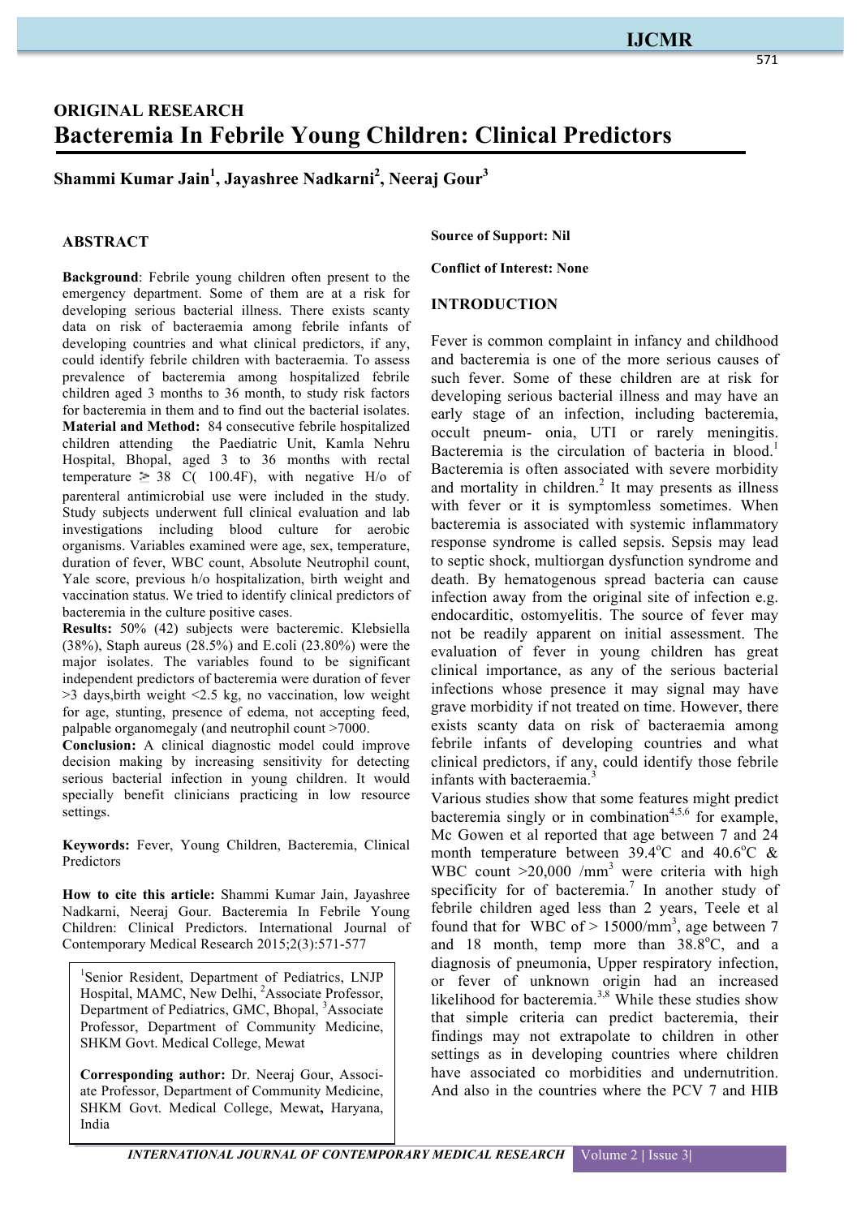ORIGINAL RESEARCH

# Bacteremia In Febrile Young Children: Clinical Predictors

**Shammi Kumar Jain[1], Jayashree Nadkarni[2], Neeraj Gour[3]**

## ABSTRACT

**Background**: Febrile young children often present to the emergency department. Some of them are at a risk for developing serious bacterial illness. There exists scanty data on risk of bacteraemia among febrile infants of developing countries and what clinical predictors, if any, could identify febrile children with bacteraemia. To assess prevalence of bacteremia among hospitalized febrile children aged 3 months to 36 month, to study risk factors for bacteremia in them and to find out the bacterial isolates.
**Material and Method:** 84 consecutive febrile hospitalized children attending the Paediatric Unit, Kamla Nehru Hospital, Bhopal, aged 3 to 36 months with rectal temperature ≥ 38 C( 100.4F), with negative H/o of parenteral antimicrobial use were included in the study. Study subjects underwent full clinical evaluation and lab investigations including blood culture for aerobic organisms. Variables examined were age, sex, temperature, duration of fever, WBC count, Absolute Neutrophil count, Yale score, previous h/o hospitalization, birth weight and vaccination status. We tried to identify clinical predictors of bacteremia in the culture positive cases.
**Results:** 50% (42) subjects were bacteremic. Klebsiella (38%), Staph aureus (28.5%) and E.coli (23.80%) were the major isolates. The variables found to be significant independent predictors of bacteremia were duration of fever >3 days,birth weight <2.5 kg, no vaccination, low weight for age, stunting, presence of edema, not accepting feed, palpable organomegaly (and neutrophil count >7000.
**Conclusion:** A clinical diagnostic model could improve decision making by increasing sensitivity for detecting serious bacterial infection in young children. It would specially benefit clinicians practicing in low resource settings.

**Keywords:** Fever, Young Children, Bacteremia, Clinical Predictors

**How to cite this article:** Shammi Kumar Jain, Jayashree Nadkarni, Neeraj Gour. Bacteremia In Febrile Young Children: Clinical Predictors. International Journal of Contemporary Medical Research 2015;2(3):571-577

[1]Senior Resident, Department of Pediatrics, LNJP Hospital, MAMC, New Delhi, [2]Associate Professor, Department of Pediatrics, GMC, Bhopal, [3]Associate Professor, Department of Community Medicine, SHKM Govt. Medical College, Mewat

**Corresponding author:** Dr. Neeraj Gour, Associate Professor, Department of Community Medicine, SHKM Govt. Medical College, Mewat**,** Haryana, India

**Source of Support: Nil**

**Conflict of Interest: None**

## INTRODUCTION

Fever is common complaint in infancy and childhood and bacteremia is one of the more serious causes of such fever. Some of these children are at risk for developing serious bacterial illness and may have an early stage of an infection, including bacteremia, occult pneum- onia, UTI or rarely meningitis. Bacteremia is the circulation of bacteria in blood.[1] Bacteremia is often associated with severe morbidity and mortality in children.[2] It may presents as illness with fever or it is symptomless sometimes. When bacteremia is associated with systemic inflammatory response syndrome is called sepsis. Sepsis may lead to septic shock, multiorgan dysfunction syndrome and death. By hematogenous spread bacteria can cause infection away from the original site of infection e.g. endocarditic, ostomyelitis. The source of fever may not be readily apparent on initial assessment. The evaluation of fever in young children has great clinical importance, as any of the serious bacterial infections whose presence it may signal may have grave morbidity if not treated on time. However, there exists scanty data on risk of bacteraemia among febrile infants of developing countries and what clinical predictors, if any, could identify those febrile infants with bacteraemia.[3]

Various studies show that some features might predict bacteremia singly or in combination[4,5,6] for example, Mc Gowen et al reported that age between 7 and 24 month temperature between 39.4°C and 40.6°C & WBC count >20,000 /mm$^3$ were criteria with high specificity for of bacteremia.[7] In another study of febrile children aged less than 2 years, Teele et al found that for WBC of > 15000/mm$^3$, age between 7 and 18 month, temp more than 38.8°C, and a diagnosis of pneumonia, Upper respiratory infection, or fever of unknown origin had an increased likelihood for bacteremia.[3,8] While these studies show that simple criteria can predict bacteremia, their findings may not extrapolate to children in other settings as in developing countries where children have associated co morbidities and undernutrition. And also in the countries where the PCV 7 and HIB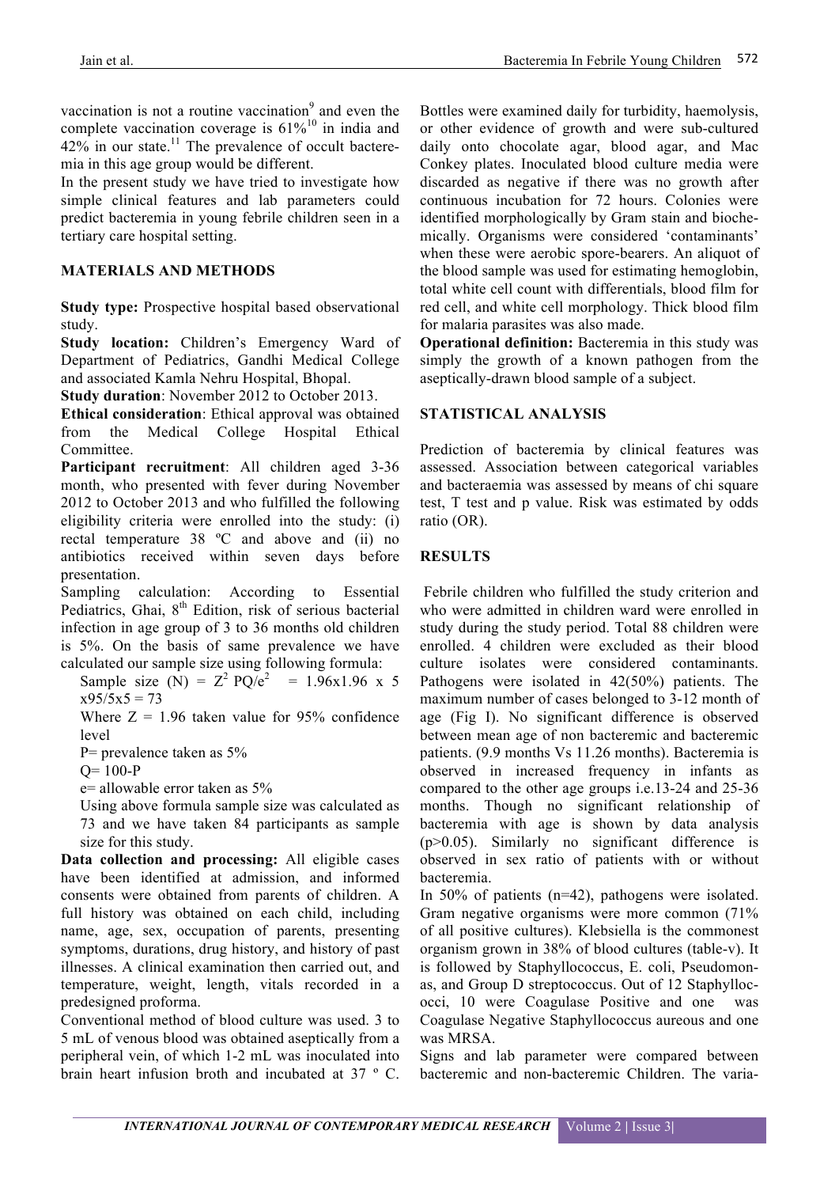vaccination is not a routine vaccination[9] and even the complete vaccination coverage is 61%[10] in india and 42% in our state.[11] The prevalence of occult bacteremia in this age group would be different.

In the present study we have tried to investigate how simple clinical features and lab parameters could predict bacteremia in young febrile children seen in a tertiary care hospital setting.

## MATERIALS AND METHODS

**Study type:** Prospective hospital based observational study.

**Study location:** Children's Emergency Ward of Department of Pediatrics, Gandhi Medical College and associated Kamla Nehru Hospital, Bhopal.

**Study duration**: November 2012 to October 2013.

**Ethical consideration**: Ethical approval was obtained from the Medical College Hospital Ethical Committee.

**Participant recruitment**: All children aged 3-36 month, who presented with fever during November 2012 to October 2013 and who fulfilled the following eligibility criteria were enrolled into the study: (i) rectal temperature 38 ºC and above and (ii) no antibiotics received within seven days before presentation.

Sampling calculation: According to Essential Pediatrics, Ghai, 8th Edition, risk of serious bacterial infection in age group of 3 to 36 months old children is 5%. On the basis of same prevalence we have calculated our sample size using following formula:

Sample size (N) = $Z^2 PQ/e^2$ = 1.96x1.96 x 5 x95/5x5 = 73

Where Z = 1.96 taken value for 95% confidence level

P= prevalence taken as 5%

Q= 100-P

e= allowable error taken as 5%

Using above formula sample size was calculated as 73 and we have taken 84 participants as sample size for this study.

**Data collection and processing:** All eligible cases have been identified at admission, and informed consents were obtained from parents of children. A full history was obtained on each child, including name, age, sex, occupation of parents, presenting symptoms, durations, drug history, and history of past illnesses. A clinical examination then carried out, and temperature, weight, length, vitals recorded in a predesigned proforma.

Conventional method of blood culture was used. 3 to 5 mL of venous blood was obtained aseptically from a peripheral vein, of which 1-2 mL was inoculated into brain heart infusion broth and incubated at 37 º C. Bottles were examined daily for turbidity, haemolysis, or other evidence of growth and were sub-cultured daily onto chocolate agar, blood agar, and Mac Conkey plates. Inoculated blood culture media were discarded as negative if there was no growth after continuous incubation for 72 hours. Colonies were identified morphologically by Gram stain and biochemically. Organisms were considered 'contaminants' when these were aerobic spore-bearers. An aliquot of the blood sample was used for estimating hemoglobin, total white cell count with differentials, blood film for red cell, and white cell morphology. Thick blood film for malaria parasites was also made.

**Operational definition:** Bacteremia in this study was simply the growth of a known pathogen from the aseptically-drawn blood sample of a subject.

## STATISTICAL ANALYSIS

Prediction of bacteremia by clinical features was assessed. Association between categorical variables and bacteraemia was assessed by means of chi square test, T test and p value. Risk was estimated by odds ratio (OR).

## RESULTS

Febrile children who fulfilled the study criterion and who were admitted in children ward were enrolled in study during the study period. Total 88 children were enrolled. 4 children were excluded as their blood culture isolates were considered contaminants. Pathogens were isolated in 42(50%) patients. The maximum number of cases belonged to 3-12 month of age (Fig I). No significant difference is observed between mean age of non bacteremic and bacteremic patients. (9.9 months Vs 11.26 months). Bacteremia is observed in increased frequency in infants as compared to the other age groups i.e.13-24 and 25-36 months. Though no significant relationship of bacteremia with age is shown by data analysis (p>0.05). Similarly no significant difference is observed in sex ratio of patients with or without bacteremia.

In 50% of patients (n=42), pathogens were isolated. Gram negative organisms were more common (71% of all positive cultures). Klebsiella is the commonest organism grown in 38% of blood cultures (table-v). It is followed by Staphyllococcus, E. coli, Pseudomonas, and Group D streptococcus. Out of 12 Staphyllococci, 10 were Coagulase Positive and one was Coagulase Negative Staphyllococcus aureous and one was MRSA.

Signs and lab parameter were compared between bacteremic and non-bacteremic Children. The varia-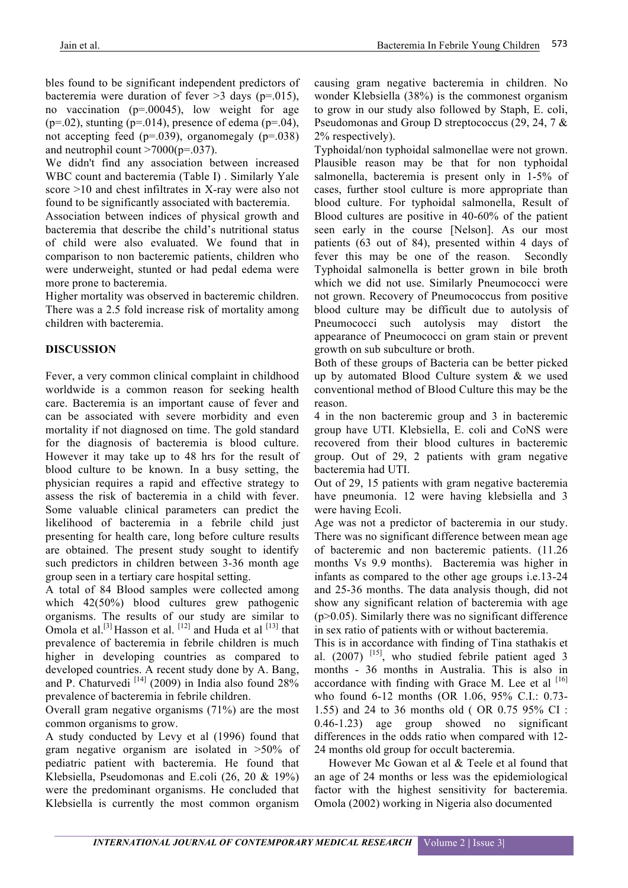bles found to be significant independent predictors of bacteremia were duration of fever >3 days (p=.015), no vaccination (p=.00045), low weight for age (p=.02), stunting (p=.014), presence of edema (p=.04), not accepting feed (p=.039), organomegaly (p=.038) and neutrophil count >7000(p=.037).

We didn't find any association between increased WBC count and bacteremia (Table I) . Similarly Yale score >10 and chest infiltrates in X-ray were also not found to be significantly associated with bacteremia.

Association between indices of physical growth and bacteremia that describe the child's nutritional status of child were also evaluated. We found that in comparison to non bacteremic patients, children who were underweight, stunted or had pedal edema were more prone to bacteremia.

Higher mortality was observed in bacteremic children. There was a 2.5 fold increase risk of mortality among children with bacteremia.

## DISCUSSION

Fever, a very common clinical complaint in childhood worldwide is a common reason for seeking health care. Bacteremia is an important cause of fever and can be associated with severe morbidity and even mortality if not diagnosed on time. The gold standard for the diagnosis of bacteremia is blood culture. However it may take up to 48 hrs for the result of blood culture to be known. In a busy setting, the physician requires a rapid and effective strategy to assess the risk of bacteremia in a child with fever. Some valuable clinical parameters can predict the likelihood of bacteremia in a febrile child just presenting for health care, long before culture results are obtained. The present study sought to identify such predictors in children between 3-36 month age group seen in a tertiary care hospital setting.

A total of 84 Blood samples were collected among which 42(50%) blood cultures grew pathogenic organisms. The results of our study are similar to Omola et al.[3] Hasson et al. [12] and Huda et al [13] that prevalence of bacteremia in febrile children is much higher in developing countries as compared to developed countries. A recent study done by A. Bang, and P. Chaturvedi [14] (2009) in India also found 28% prevalence of bacteremia in febrile children.

Overall gram negative organisms (71%) are the most common organisms to grow.

A study conducted by Levy et al (1996) found that gram negative organism are isolated in >50% of pediatric patient with bacteremia. He found that Klebsiella, Pseudomonas and E.coli (26, 20 & 19%) were the predominant organisms. He concluded that Klebsiella is currently the most common organism causing gram negative bacteremia in children. No wonder Klebsiella (38%) is the commonest organism to grow in our study also followed by Staph, E. coli, Pseudomonas and Group D streptococcus (29, 24, 7 & 2% respectively).

Typhoidal/non typhoidal salmonellae were not grown. Plausible reason may be that for non typhoidal salmonella, bacteremia is present only in 1-5% of cases, further stool culture is more appropriate than blood culture. For typhoidal salmonella, Result of Blood cultures are positive in 40-60% of the patient seen early in the course [Nelson]. As our most patients (63 out of 84), presented within 4 days of fever this may be one of the reason. Secondly Typhoidal salmonella is better grown in bile broth which we did not use. Similarly Pneumococci were not grown. Recovery of Pneumococcus from positive blood culture may be difficult due to autolysis of Pneumococci such autolysis may distort the appearance of Pneumococci on gram stain or prevent growth on sub subculture or broth.

Both of these groups of Bacteria can be better picked up by automated Blood Culture system & we used conventional method of Blood Culture this may be the reason.

4 in the non bacteremic group and 3 in bacteremic group have UTI. Klebsiella, E. coli and CoNS were recovered from their blood cultures in bacteremic group. Out of 29, 2 patients with gram negative bacteremia had UTI.

Out of 29, 15 patients with gram negative bacteremia have pneumonia. 12 were having klebsiella and 3 were having Ecoli.

Age was not a predictor of bacteremia in our study. There was no significant difference between mean age of bacteremic and non bacteremic patients. (11.26 months Vs 9.9 months). Bacteremia was higher in infants as compared to the other age groups i.e.13-24 and 25-36 months. The data analysis though, did not show any significant relation of bacteremia with age (p>0.05). Similarly there was no significant difference in sex ratio of patients with or without bacteremia.

This is in accordance with finding of Tina stathakis et al. (2007) [15], who studied febrile patient aged 3 months - 36 months in Australia. This is also in accordance with finding with Grace M. Lee et al [16] who found 6-12 months (OR 1.06, 95% C.I.: 0.73-1.55) and 24 to 36 months old ( OR 0.75 95% CI : 0.46-1.23) age group showed no significant differences in the odds ratio when compared with 12-24 months old group for occult bacteremia.

However Mc Gowan et al & Teele et al found that an age of 24 months or less was the epidemiological factor with the highest sensitivity for bacteremia. Omola (2002) working in Nigeria also documented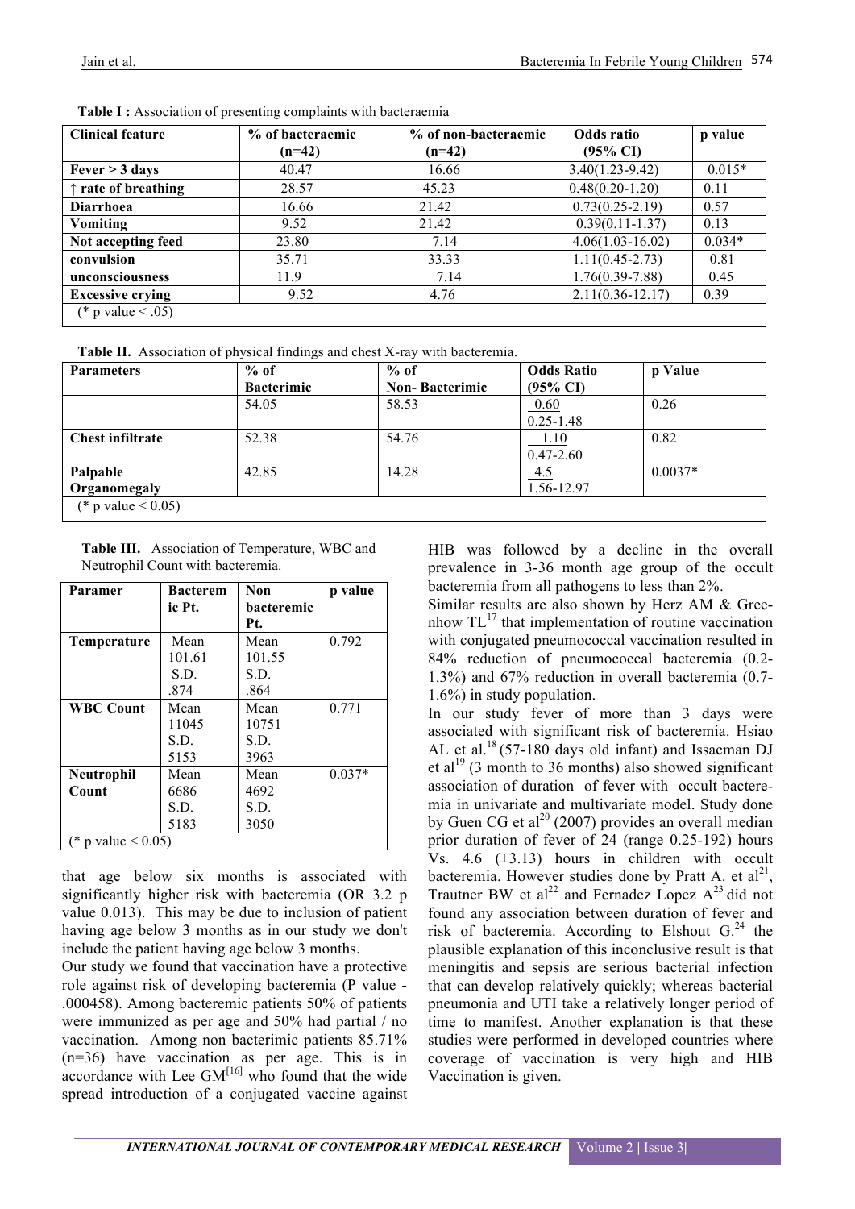**Table I :** Association of presenting complaints with bacteraemia

| Clinical feature | % of bacteraemic (n=42) | % of non-bacteraemic (n=42) | Odds ratio (95% CI) | p value |
|---|---|---|---|---|
| Fever > 3 days | 40.47 | 16.66 | 3.40(1.23-9.42) | 0.015* |
| ↑ rate of breathing | 28.57 | 45.23 | 0.48(0.20-1.20) | 0.11 |
| Diarrhoea | 16.66 | 21.42 | 0.73(0.25-2.19) | 0.57 |
| Vomiting | 9.52 | 21.42 | 0.39(0.11-1.37) | 0.13 |
| Not accepting feed | 23.80 | 7.14 | 4.06(1.03-16.02) | 0.034* |
| convulsion | 35.71 | 33.33 | 1.11(0.45-2.73) | 0.81 |
| unconsciousness | 11.9 | 7.14 | 1.76(0.39-7.88) | 0.45 |
| Excessive crying | 9.52 | 4.76 | 2.11(0.36-12.17) | 0.39 |
| (* p value < .05) | | | | |

**Table II.** Association of physical findings and chest X-ray with bacteremia.

| Parameters | % of Bacterimic | % of Non- Bacterimic | Odds Ratio (95% CI) | p Value |
|---|---|---|---|---|
| | 54.05 | 58.53 | 0.60<br>0.25-1.48 | 0.26 |
| Chest infiltrate | 52.38 | 54.76 | 1.10<br>0.47-2.60 | 0.82 |
| Palpable Organomegaly | 42.85 | 14.28 | 4.5<br>1.56-12.97 | 0.0037* |
| (* p value < 0.05) | | | | |

**Table III.** Association of Temperature, WBC and Neutrophil Count with bacteremia.

| Paramer | Bacteremic Pt. | Non bacteremic Pt. | p value |
|---|---|---|---|
| Temperature | Mean 101.61<br>S.D. .874 | Mean 101.55<br>S.D. .864 | 0.792 |
| WBC Count | Mean 11045<br>S.D. 5153 | Mean 10751<br>S.D. 3963 | 0.771 |
| Neutrophil Count | Mean 6686<br>S.D. 5183 | Mean 4692<br>S.D. 3050 | 0.037* |
| (* p value < 0.05) | | | |

that age below six months is associated with significantly higher risk with bacteremia (OR 3.2 p value 0.013). This may be due to inclusion of patient having age below 3 months as in our study we don't include the patient having age below 3 months.

Our study we found that vaccination have a protective role against risk of developing bacteremia (P value - .000458). Among bacteremic patients 50% of patients were immunized as per age and 50% had partial / no vaccination. Among non bacterimic patients 85.71% (n=36) have vaccination as per age. This is in accordance with Lee GM[16] who found that the wide spread introduction of a conjugated vaccine against HIB was followed by a decline in the overall prevalence in 3-36 month age group of the occult bacteremia from all pathogens to less than 2%.

Similar results are also shown by Herz AM & Greenhow TL[17] that implementation of routine vaccination with conjugated pneumococcal vaccination resulted in 84% reduction of pneumococcal bacteremia (0.2-1.3%) and 67% reduction in overall bacteremia (0.7-1.6%) in study population.

In our study fever of more than 3 days were associated with significant risk of bacteremia. Hsiao AL et al.[18] (57-180 days old infant) and Issacman DJ et al[19] (3 month to 36 months) also showed significant association of duration of fever with occult bacteremia in univariate and multivariate model. Study done by Guen CG et al[20] (2007) provides an overall median prior duration of fever of 24 (range 0.25-192) hours Vs. 4.6 (±3.13) hours in children with occult bacteremia. However studies done by Pratt A. et al[21], Trautner BW et al[22] and Fernadez Lopez A[23] did not found any association between duration of fever and risk of bacteremia. According to Elshout G.[24] the plausible explanation of this inconclusive result is that meningitis and sepsis are serious bacterial infection that can develop relatively quickly; whereas bacterial pneumonia and UTI take a relatively longer period of time to manifest. Another explanation is that these studies were performed in developed countries where coverage of vaccination is very high and HIB Vaccination is given.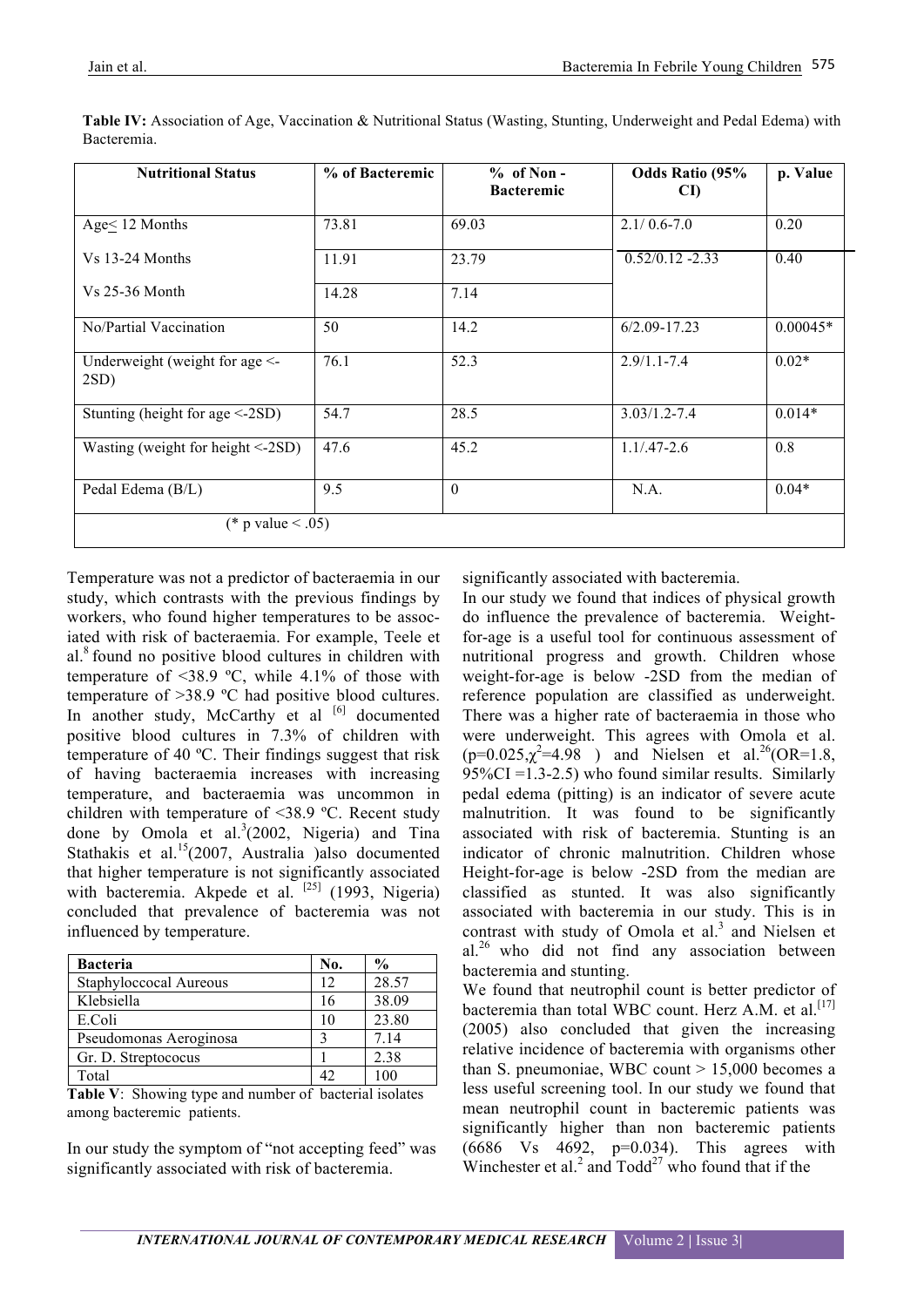**Table IV:** Association of Age, Vaccination & Nutritional Status (Wasting, Stunting, Underweight and Pedal Edema) with Bacteremia.

| Nutritional Status | % of Bacteremic | % of Non - Bacteremic | Odds Ratio (95% CI) | p. Value |
|---|---|---|---|---|
| Age≤ 12 Months | 73.81 | 69.03 | 2.1/ 0.6-7.0 | 0.20 |
| Vs 13-24 Months | 11.91 | 23.79 | 0.52/0.12 -2.33 | 0.40 |
| Vs 25-36 Month | 14.28 | 7.14 | | |
| No/Partial Vaccination | 50 | 14.2 | 6/2.09-17.23 | 0.00045* |
| Underweight (weight for age <-2SD) | 76.1 | 52.3 | 2.9/1.1-7.4 | 0.02* |
| Stunting (height for age <-2SD) | 54.7 | 28.5 | 3.03/1.2-7.4 | 0.014* |
| Wasting (weight for height <-2SD) | 47.6 | 45.2 | 1.1/.47-2.6 | 0.8 |
| Pedal Edema (B/L) | 9.5 | 0 | N.A. | 0.04* |
| (* p value < .05) | | | | |

Temperature was not a predictor of bacteraemia in our study, which contrasts with the previous findings by workers, who found higher temperatures to be associated with risk of bacteraemia. For example, Teele et al.[8] found no positive blood cultures in children with temperature of <38.9 ºC, while 4.1% of those with temperature of >38.9 ºC had positive blood cultures. In another study, McCarthy et al [6] documented positive blood cultures in 7.3% of children with temperature of 40 ºC. Their findings suggest that risk of having bacteraemia increases with increasing temperature, and bacteraemia was uncommon in children with temperature of <38.9 ºC. Recent study done by Omola et al.[3](2002, Nigeria) and Tina Stathakis et al.[15](2007, Australia )also documented that higher temperature is not significantly associated with bacteremia. Akpede et al. [25] (1993, Nigeria) concluded that prevalence of bacteremia was not influenced by temperature.

| Bacteria | No. | % |
|---|---|---|
| Staphyloccocal Aureous | 12 | 28.57 |
| Klebsiella | 16 | 38.09 |
| E.Coli | 10 | 23.80 |
| Pseudomonas Aeroginosa | 3 | 7.14 |
| Gr. D. Streptococus | 1 | 2.38 |
| Total | 42 | 100 |

**Table V**: Showing type and number of bacterial isolates among bacteremic patients.

In our study the symptom of "not accepting feed" was significantly associated with risk of bacteremia.

In our study we found that indices of physical growth do influence the prevalence of bacteremia. Weight-for-age is a useful tool for continuous assessment of nutritional progress and growth. Children whose weight-for-age is below -2SD from the median of reference population are classified as underweight. There was a higher rate of bacteraemia in those who were underweight. This agrees with Omola et al. ($p=0.025, \chi^2=4.98$ ) and Nielsen et al.[26](OR=1.8, 95%CI =1.3-2.5) who found similar results. Similarly pedal edema (pitting) is an indicator of severe acute malnutrition. It was found to be significantly associated with risk of bacteremia. Stunting is an indicator of chronic malnutrition. Children whose Height-for-age is below -2SD from the median are classified as stunted. It was also significantly associated with bacteremia in our study. This is in contrast with study of Omola et al.[3] and Nielsen et al.[26] who did not find any association between bacteremia and stunting.

We found that neutrophil count is better predictor of bacteremia than total WBC count. Herz A.M. et al.[17] (2005) also concluded that given the increasing relative incidence of bacteremia with organisms other than S. pneumoniae, WBC count > 15,000 becomes a less useful screening tool. In our study we found that mean neutrophil count in bacteremic patients was significantly higher than non bacteremic patients (6686 Vs 4692, p=0.034). This agrees with Winchester et al.[2] and Todd[27] who found that if the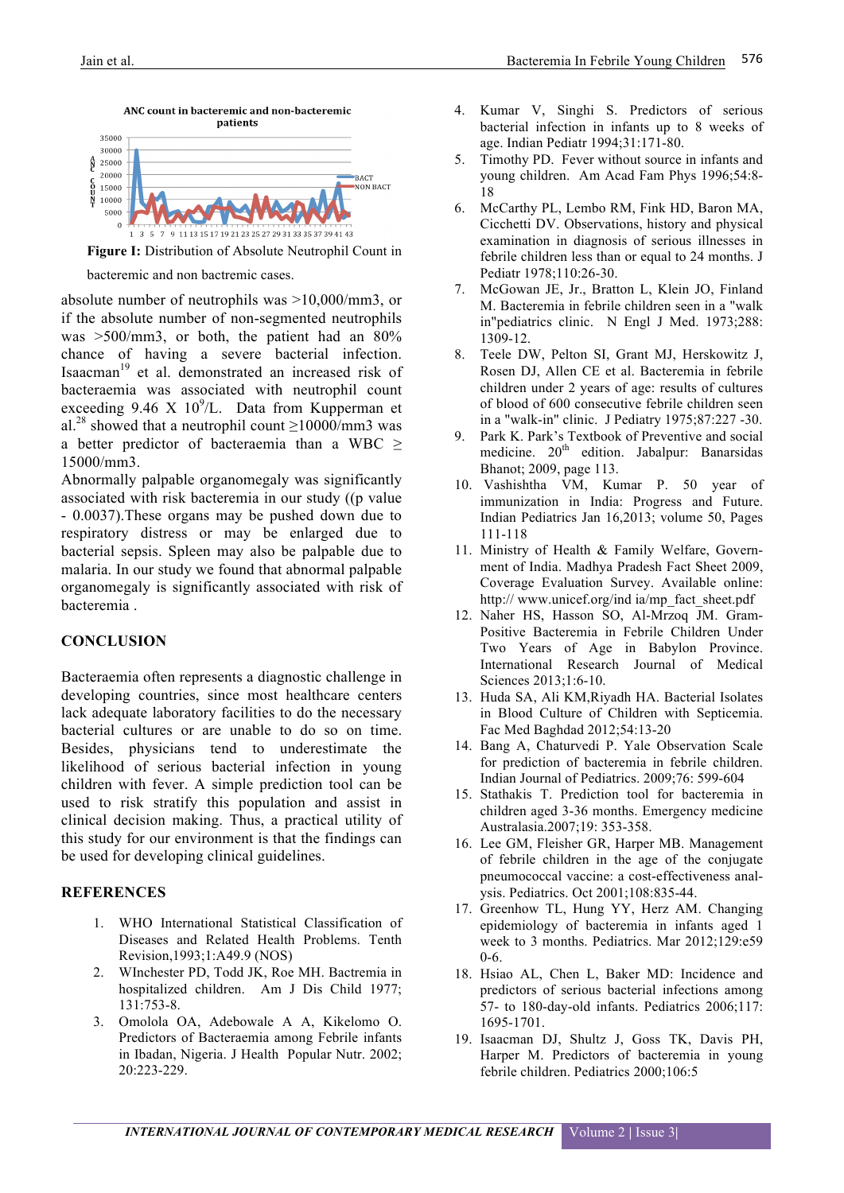**Figure I:** Distribution of Absolute Neutrophil Count in bacteremic and non bactremic cases.

absolute number of neutrophils was >10,000/mm3, or if the absolute number of non-segmented neutrophils was >500/mm3, or both, the patient had an 80% chance of having a severe bacterial infection. Isaacman[19] et al. demonstrated an increased risk of bacteraemia was associated with neutrophil count exceeding 9.46 X $10^9$/L. Data from Kupperman et al.[28] showed that a neutrophil count ≥10000/mm3 was a better predictor of bacteraemia than a WBC ≥ 15000/mm3.

Abnormally palpable organomegaly was significantly associated with risk bacteremia in our study ((p value - 0.0037).These organs may be pushed down due to respiratory distress or may be enlarged due to bacterial sepsis. Spleen may also be palpable due to malaria. In our study we found that abnormal palpable organomegaly is significantly associated with risk of bacteremia .

## CONCLUSION

Bacteraemia often represents a diagnostic challenge in developing countries, since most healthcare centers lack adequate laboratory facilities to do the necessary bacterial cultures or are unable to do so on time. Besides, physicians tend to underestimate the likelihood of serious bacterial infection in young children with fever. A simple prediction tool can be used to risk stratify this population and assist in clinical decision making. Thus, a practical utility of this study for our environment is that the findings can be used for developing clinical guidelines.

## REFERENCES

1. WHO International Statistical Classification of Diseases and Related Health Problems. Tenth Revision,1993;1:A49.9 (NOS)
2. WInchester PD, Todd JK, Roe MH. Bactremia in hospitalized children. Am J Dis Child 1977; 131:753-8.
3. Omolola OA, Adebowale A A, Kikelomo O. Predictors of Bacteraemia among Febrile infants in Ibadan, Nigeria. J Health Popular Nutr. 2002; 20:223-229.
4. Kumar V, Singhi S. Predictors of serious bacterial infection in infants up to 8 weeks of age. Indian Pediatr 1994;31:171-80.
5. Timothy PD. Fever without source in infants and young children. Am Acad Fam Phys 1996;54:8-18
6. McCarthy PL, Lembo RM, Fink HD, Baron MA, Cicchetti DV. Observations, history and physical examination in diagnosis of serious illnesses in febrile children less than or equal to 24 months. J Pediatr 1978;110:26-30.
7. McGowan JE, Jr., Bratton L, Klein JO, Finland M. Bacteremia in febrile children seen in a "walk in"pediatrics clinic. N Engl J Med. 1973;288: 1309-12.
8. Teele DW, Pelton SI, Grant MJ, Herskowitz J, Rosen DJ, Allen CE et al. Bacteremia in febrile children under 2 years of age: results of cultures of blood of 600 consecutive febrile children seen in a "walk-in" clinic. J Pediatry 1975;87:227 -30.
9. Park K. Park's Textbook of Preventive and social medicine. 20th edition. Jabalpur: Banarsidas Bhanot; 2009, page 113.
10. Vashishtha VM, Kumar P. 50 year of immunization in India: Progress and Future. Indian Pediatrics Jan 16,2013; volume 50, Pages 111-118
11. Ministry of Health & Family Welfare, Government of India. Madhya Pradesh Fact Sheet 2009, Coverage Evaluation Survey. Available online: http:// www.unicef.org/ind ia/mp_fact_sheet.pdf
12. Naher HS, Hasson SO, Al-Mrzoq JM. Gram-Positive Bacteremia in Febrile Children Under Two Years of Age in Babylon Province. International Research Journal of Medical Sciences 2013;1:6-10.
13. Huda SA, Ali KM,Riyadh HA. Bacterial Isolates in Blood Culture of Children with Septicemia. Fac Med Baghdad 2012;54:13-20
14. Bang A, Chaturvedi P. Yale Observation Scale for prediction of bacteremia in febrile children. Indian Journal of Pediatrics. 2009;76: 599-604
15. Stathakis T. Prediction tool for bacteremia in children aged 3-36 months. Emergency medicine Australasia.2007;19: 353-358.
16. Lee GM, Fleisher GR, Harper MB. Management of febrile children in the age of the conjugate pneumococcal vaccine: a cost-effectiveness analysis. Pediatrics. Oct 2001;108:835-44.
17. Greenhow TL, Hung YY, Herz AM. Changing epidemiology of bacteremia in infants aged 1 week to 3 months. Pediatrics. Mar 2012;129:e590-6.
18. Hsiao AL, Chen L, Baker MD: Incidence and predictors of serious bacterial infections among 57- to 180-day-old infants. Pediatrics 2006;117: 1695-1701.
19. Isaacman DJ, Shultz J, Goss TK, Davis PH, Harper M. Predictors of bacteremia in young febrile children. Pediatrics 2000;106:5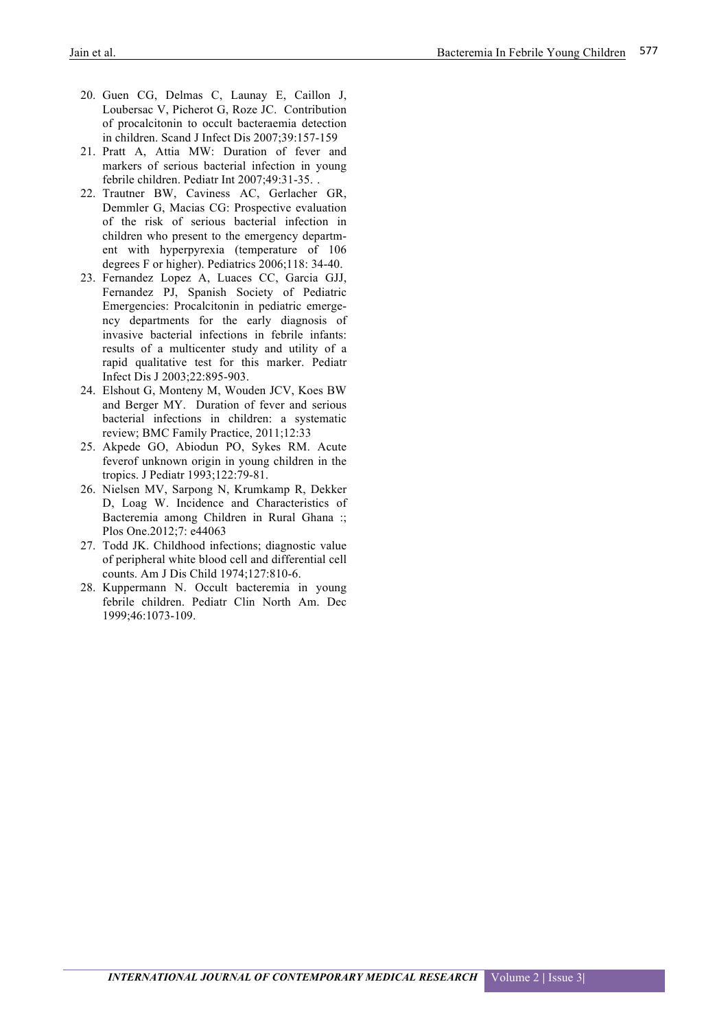20. Guen CG, Delmas C, Launay E, Caillon J, Loubersac V, Picherot G, Roze JC. Contribution of procalcitonin to occult bacteraemia detection in children. Scand J Infect Dis 2007;39:157-159
21. Pratt A, Attia MW: Duration of fever and markers of serious bacterial infection in young febrile children. Pediatr Int 2007;49:31-35. .
22. Trautner BW, Caviness AC, Gerlacher GR, Demmler G, Macias CG: Prospective evaluation of the risk of serious bacterial infection in children who present to the emergency department with hyperpyrexia (temperature of 106 degrees F or higher). Pediatrics 2006;118: 34-40.
23. Fernandez Lopez A, Luaces CC, Garcia GJJ, Fernandez PJ, Spanish Society of Pediatric Emergencies: Procalcitonin in pediatric emergency departments for the early diagnosis of invasive bacterial infections in febrile infants: results of a multicenter study and utility of a rapid qualitative test for this marker. Pediatr Infect Dis J 2003;22:895-903.
24. Elshout G, Monteny M, Wouden JCV, Koes BW and Berger MY. Duration of fever and serious bacterial infections in children: a systematic review; BMC Family Practice, 2011;12:33
25. Akpede GO, Abiodun PO, Sykes RM. Acute feverof unknown origin in young children in the tropics. J Pediatr 1993;122:79-81.
26. Nielsen MV, Sarpong N, Krumkamp R, Dekker D, Loag W. Incidence and Characteristics of Bacteremia among Children in Rural Ghana :; Plos One.2012;7: e44063
27. Todd JK. Childhood infections; diagnostic value of peripheral white blood cell and differential cell counts. Am J Dis Child 1974;127:810-6.
28. Kuppermann N. Occult bacteremia in young febrile children. Pediatr Clin North Am. Dec 1999;46:1073-109.